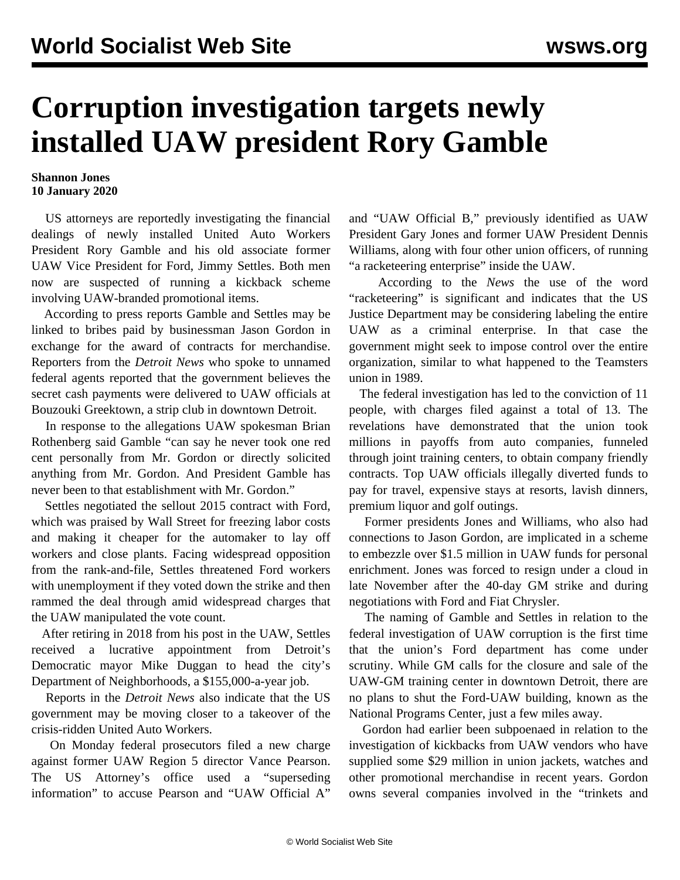# Corruption investigation targets newly installed UAW president Rory Gamble

**Shannon Jones**
**10 January 2020**

US attorneys are reportedly investigating the financial dealings of newly installed United Auto Workers President Rory Gamble and his old associate former UAW Vice President for Ford, Jimmy Settles. Both men now are suspected of running a kickback scheme involving UAW-branded promotional items.

According to press reports Gamble and Settles may be linked to bribes paid by businessman Jason Gordon in exchange for the award of contracts for merchandise. Reporters from the *Detroit News* who spoke to unnamed federal agents reported that the government believes the secret cash payments were delivered to UAW officials at Bouzouki Greektown, a strip club in downtown Detroit.

In response to the allegations UAW spokesman Brian Rothenberg said Gamble "can say he never took one red cent personally from Mr. Gordon or directly solicited anything from Mr. Gordon. And President Gamble has never been to that establishment with Mr. Gordon."

Settles negotiated the sellout 2015 contract with Ford, which was praised by Wall Street for freezing labor costs and making it cheaper for the automaker to lay off workers and close plants. Facing widespread opposition from the rank-and-file, Settles threatened Ford workers with unemployment if they voted down the strike and then rammed the deal through amid widespread charges that the UAW manipulated the vote count.

After retiring in 2018 from his post in the UAW, Settles received a lucrative appointment from Detroit's Democratic mayor Mike Duggan to head the city's Department of Neighborhoods, a $155,000-a-year job.

Reports in the *Detroit News* also indicate that the US government may be moving closer to a takeover of the crisis-ridden United Auto Workers.

On Monday federal prosecutors filed a new charge against former UAW Region 5 director Vance Pearson. The US Attorney's office used a "superseding information" to accuse Pearson and "UAW Official A" and "UAW Official B," previously identified as UAW President Gary Jones and former UAW President Dennis Williams, along with four other union officers, of running "a racketeering enterprise" inside the UAW.

According to the *News* the use of the word "racketeering" is significant and indicates that the US Justice Department may be considering labeling the entire UAW as a criminal enterprise. In that case the government might seek to impose control over the entire organization, similar to what happened to the Teamsters union in 1989.

The federal investigation has led to the conviction of 11 people, with charges filed against a total of 13. The revelations have demonstrated that the union took millions in payoffs from auto companies, funneled through joint training centers, to obtain company friendly contracts. Top UAW officials illegally diverted funds to pay for travel, expensive stays at resorts, lavish dinners, premium liquor and golf outings.

Former presidents Jones and Williams, who also had connections to Jason Gordon, are implicated in a scheme to embezzle over $1.5 million in UAW funds for personal enrichment. Jones was forced to resign under a cloud in late November after the 40-day GM strike and during negotiations with Ford and Fiat Chrysler.

The naming of Gamble and Settles in relation to the federal investigation of UAW corruption is the first time that the union's Ford department has come under scrutiny. While GM calls for the closure and sale of the UAW-GM training center in downtown Detroit, there are no plans to shut the Ford-UAW building, known as the National Programs Center, just a few miles away.

Gordon had earlier been subpoenaed in relation to the investigation of kickbacks from UAW vendors who have supplied some $29 million in union jackets, watches and other promotional merchandise in recent years. Gordon owns several companies involved in the "trinkets and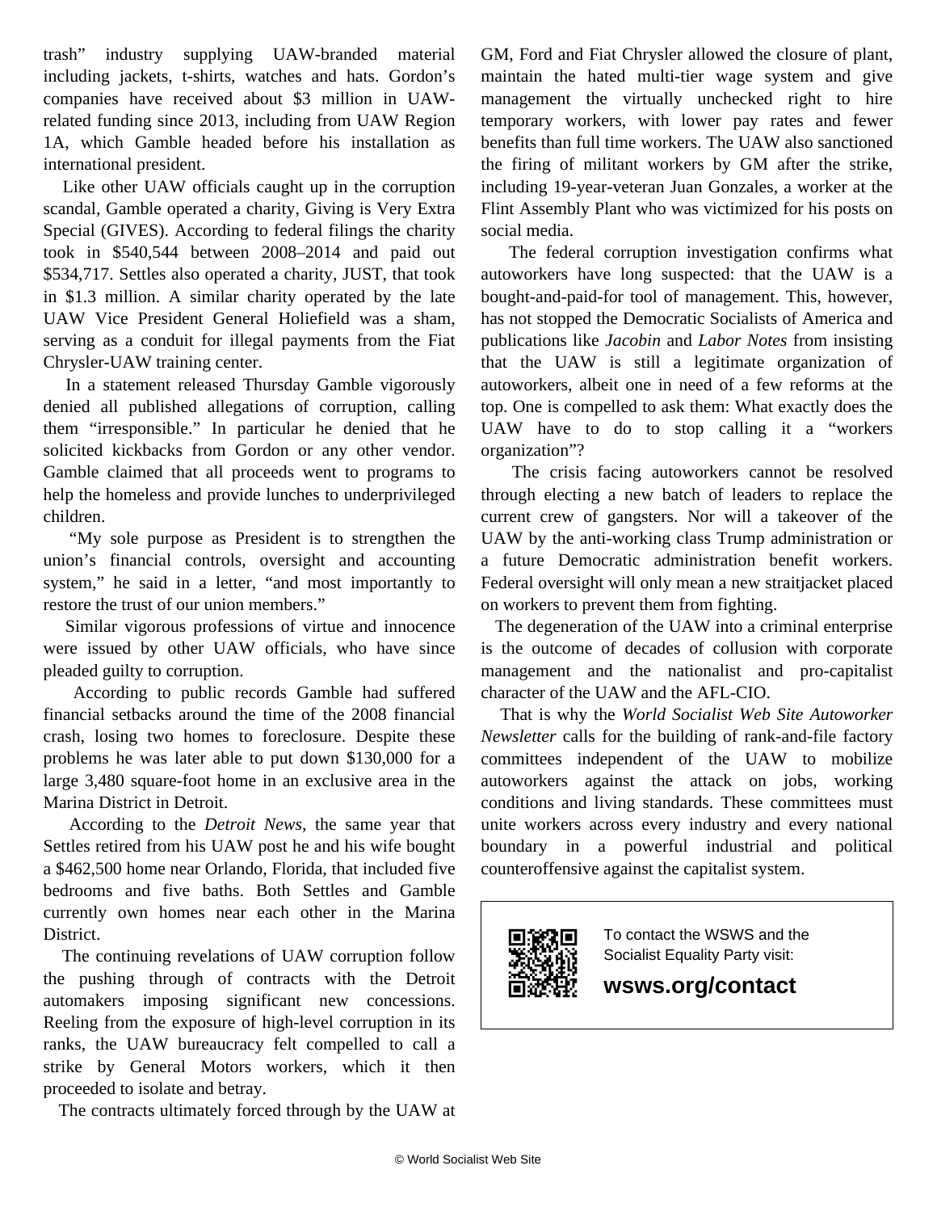trash" industry supplying UAW-branded material including jackets, t-shirts, watches and hats. Gordon's companies have received about $3 million in UAW-related funding since 2013, including from UAW Region 1A, which Gamble headed before his installation as international president.

Like other UAW officials caught up in the corruption scandal, Gamble operated a charity, Giving is Very Extra Special (GIVES). According to federal filings the charity took in $540,544 between 2008–2014 and paid out $534,717. Settles also operated a charity, JUST, that took in $1.3 million. A similar charity operated by the late UAW Vice President General Holiefield was a sham, serving as a conduit for illegal payments from the Fiat Chrysler-UAW training center.

In a statement released Thursday Gamble vigorously denied all published allegations of corruption, calling them "irresponsible." In particular he denied that he solicited kickbacks from Gordon or any other vendor. Gamble claimed that all proceeds went to programs to help the homeless and provide lunches to underprivileged children.

"My sole purpose as President is to strengthen the union's financial controls, oversight and accounting system," he said in a letter, "and most importantly to restore the trust of our union members."

Similar vigorous professions of virtue and innocence were issued by other UAW officials, who have since pleaded guilty to corruption.

According to public records Gamble had suffered financial setbacks around the time of the 2008 financial crash, losing two homes to foreclosure. Despite these problems he was later able to put down $130,000 for a large 3,480 square-foot home in an exclusive area in the Marina District in Detroit.

According to the *Detroit News,* the same year that Settles retired from his UAW post he and his wife bought a $462,500 home near Orlando, Florida, that included five bedrooms and five baths. Both Settles and Gamble currently own homes near each other in the Marina District.

The continuing revelations of UAW corruption follow the pushing through of contracts with the Detroit automakers imposing significant new concessions. Reeling from the exposure of high-level corruption in its ranks, the UAW bureaucracy felt compelled to call a strike by General Motors workers, which it then proceeded to isolate and betray.

The contracts ultimately forced through by the UAW at GM, Ford and Fiat Chrysler allowed the closure of plant, maintain the hated multi-tier wage system and give management the virtually unchecked right to hire temporary workers, with lower pay rates and fewer benefits than full time workers. The UAW also sanctioned the firing of militant workers by GM after the strike, including 19-year-veteran Juan Gonzales, a worker at the Flint Assembly Plant who was victimized for his posts on social media.

The federal corruption investigation confirms what autoworkers have long suspected: that the UAW is a bought-and-paid-for tool of management. This, however, has not stopped the Democratic Socialists of America and publications like *Jacobin* and *Labor Notes* from insisting that the UAW is still a legitimate organization of autoworkers, albeit one in need of a few reforms at the top. One is compelled to ask them: What exactly does the UAW have to do to stop calling it a "workers organization"?

The crisis facing autoworkers cannot be resolved through electing a new batch of leaders to replace the current crew of gangsters. Nor will a takeover of the UAW by the anti-working class Trump administration or a future Democratic administration benefit workers. Federal oversight will only mean a new straitjacket placed on workers to prevent them from fighting.

The degeneration of the UAW into a criminal enterprise is the outcome of decades of collusion with corporate management and the nationalist and pro-capitalist character of the UAW and the AFL-CIO.

That is why the *World Socialist Web Site Autoworker Newsletter* calls for the building of rank-and-file factory committees independent of the UAW to mobilize autoworkers against the attack on jobs, working conditions and living standards. These committees must unite workers across every industry and every national boundary in a powerful industrial and political counteroffensive against the capitalist system.

To contact the WSWS and the Socialist Equality Party visit:

**wsws.org/contact**